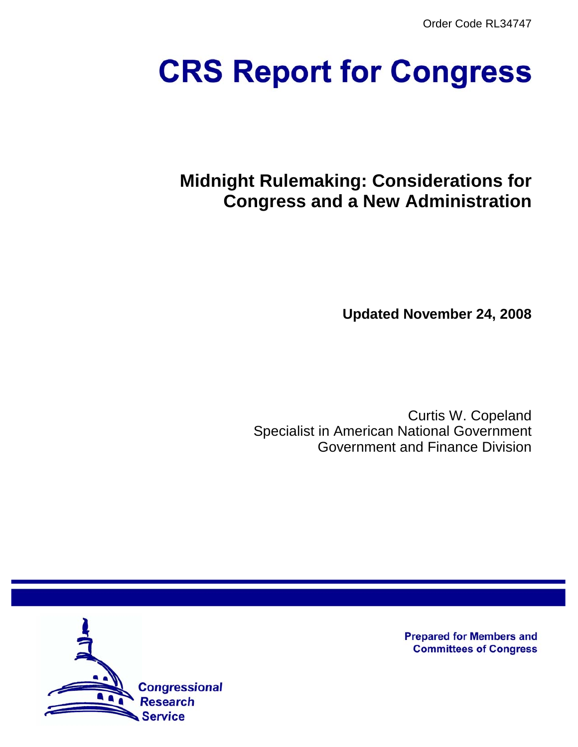Order Code RL34747

# CRS Report for Congress

## Midnight Rulemaking: Considerations for Congress and a New Administration

**Updated November 24, 2008**

Curtis W. Copeland
Specialist in American National Government
Government and Finance Division

Prepared for Members and Committees of Congress

Congressional Research Service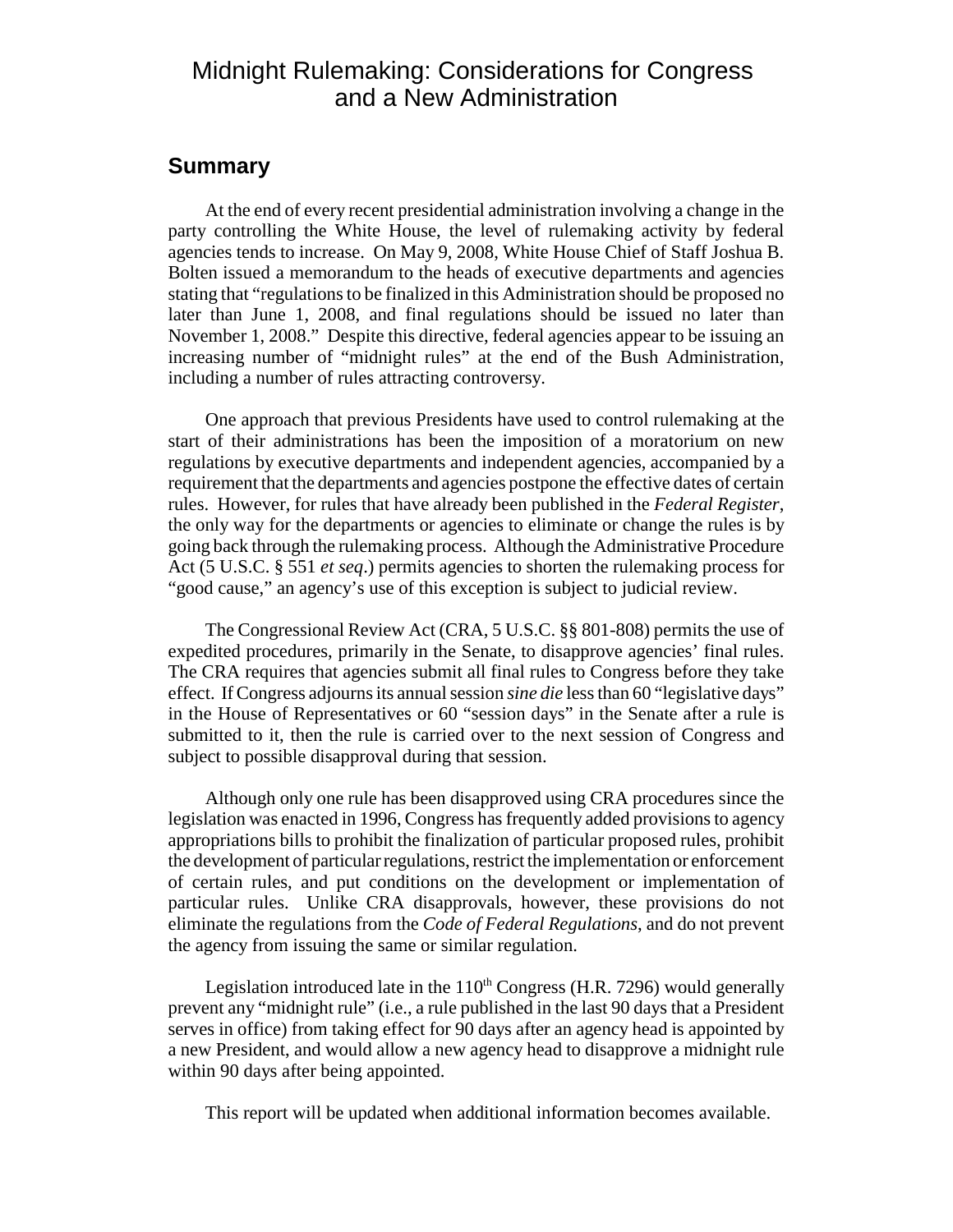# Midnight Rulemaking: Considerations for Congress and a New Administration

## Summary

At the end of every recent presidential administration involving a change in the party controlling the White House, the level of rulemaking activity by federal agencies tends to increase. On May 9, 2008, White House Chief of Staff Joshua B. Bolten issued a memorandum to the heads of executive departments and agencies stating that "regulations to be finalized in this Administration should be proposed no later than June 1, 2008, and final regulations should be issued no later than November 1, 2008." Despite this directive, federal agencies appear to be issuing an increasing number of "midnight rules" at the end of the Bush Administration, including a number of rules attracting controversy.

One approach that previous Presidents have used to control rulemaking at the start of their administrations has been the imposition of a moratorium on new regulations by executive departments and independent agencies, accompanied by a requirement that the departments and agencies postpone the effective dates of certain rules. However, for rules that have already been published in the *Federal Register*, the only way for the departments or agencies to eliminate or change the rules is by going back through the rulemaking process. Although the Administrative Procedure Act (5 U.S.C. § 551 *et seq*.) permits agencies to shorten the rulemaking process for "good cause," an agency's use of this exception is subject to judicial review.

The Congressional Review Act (CRA, 5 U.S.C. §§ 801-808) permits the use of expedited procedures, primarily in the Senate, to disapprove agencies' final rules. The CRA requires that agencies submit all final rules to Congress before they take effect. If Congress adjourns its annual session *sine die* less than 60 "legislative days" in the House of Representatives or 60 "session days" in the Senate after a rule is submitted to it, then the rule is carried over to the next session of Congress and subject to possible disapproval during that session.

Although only one rule has been disapproved using CRA procedures since the legislation was enacted in 1996, Congress has frequently added provisions to agency appropriations bills to prohibit the finalization of particular proposed rules, prohibit the development of particular regulations, restrict the implementation or enforcement of certain rules, and put conditions on the development or implementation of particular rules. Unlike CRA disapprovals, however, these provisions do not eliminate the regulations from the *Code of Federal Regulations*, and do not prevent the agency from issuing the same or similar regulation.

Legislation introduced late in the 110th Congress (H.R. 7296) would generally prevent any "midnight rule" (i.e., a rule published in the last 90 days that a President serves in office) from taking effect for 90 days after an agency head is appointed by a new President, and would allow a new agency head to disapprove a midnight rule within 90 days after being appointed.

This report will be updated when additional information becomes available.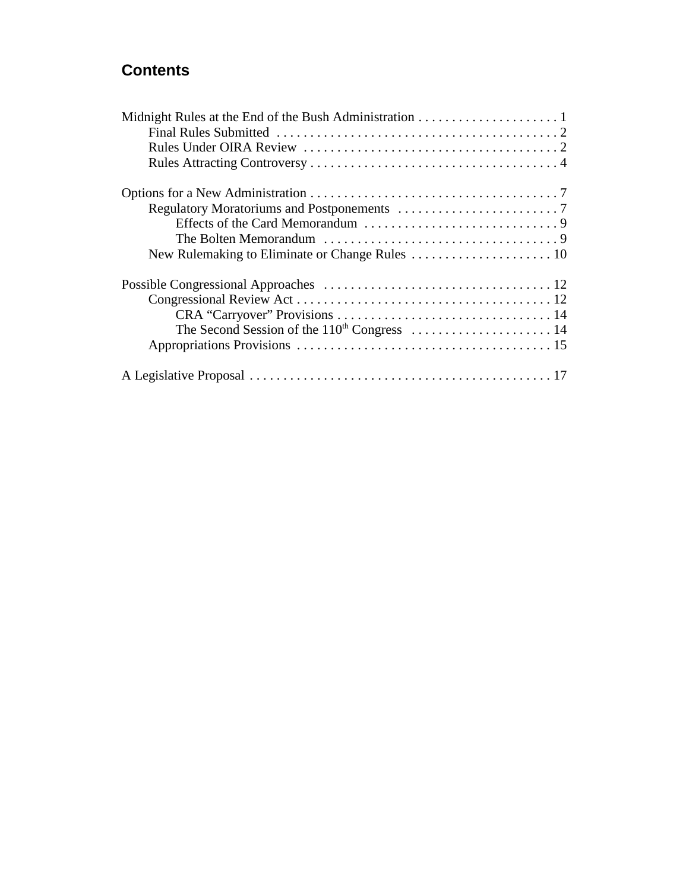## Contents

Midnight Rules at the End of the Bush Administration . . . . . . . . . . . . . . . . . . . . . 1
- Final Rules Submitted . . . . . . . . . . . . . . . . . . . . . . . . . . . . . . . . . . . . . . . . . . 2
- Rules Under OIRA Review . . . . . . . . . . . . . . . . . . . . . . . . . . . . . . . . . . . . . . 2
- Rules Attracting Controversy . . . . . . . . . . . . . . . . . . . . . . . . . . . . . . . . . . . . . 4

Options for a New Administration . . . . . . . . . . . . . . . . . . . . . . . . . . . . . . . . . . . . . 7
- Regulatory Moratoriums and Postponements . . . . . . . . . . . . . . . . . . . . . . . . 7
  - Effects of the Card Memorandum . . . . . . . . . . . . . . . . . . . . . . . . . . . . . 9
  - The Bolten Memorandum . . . . . . . . . . . . . . . . . . . . . . . . . . . . . . . . . . . 9
- New Rulemaking to Eliminate or Change Rules . . . . . . . . . . . . . . . . . . . . . 10

Possible Congressional Approaches . . . . . . . . . . . . . . . . . . . . . . . . . . . . . . . . . . 12
- Congressional Review Act . . . . . . . . . . . . . . . . . . . . . . . . . . . . . . . . . . . . . . 12
  - CRA "Carryover" Provisions . . . . . . . . . . . . . . . . . . . . . . . . . . . . . . . . 14
  - The Second Session of the 110th Congress . . . . . . . . . . . . . . . . . . . . . 14
- Appropriations Provisions . . . . . . . . . . . . . . . . . . . . . . . . . . . . . . . . . . . . . . 15

A Legislative Proposal . . . . . . . . . . . . . . . . . . . . . . . . . . . . . . . . . . . . . . . . . . . . . 17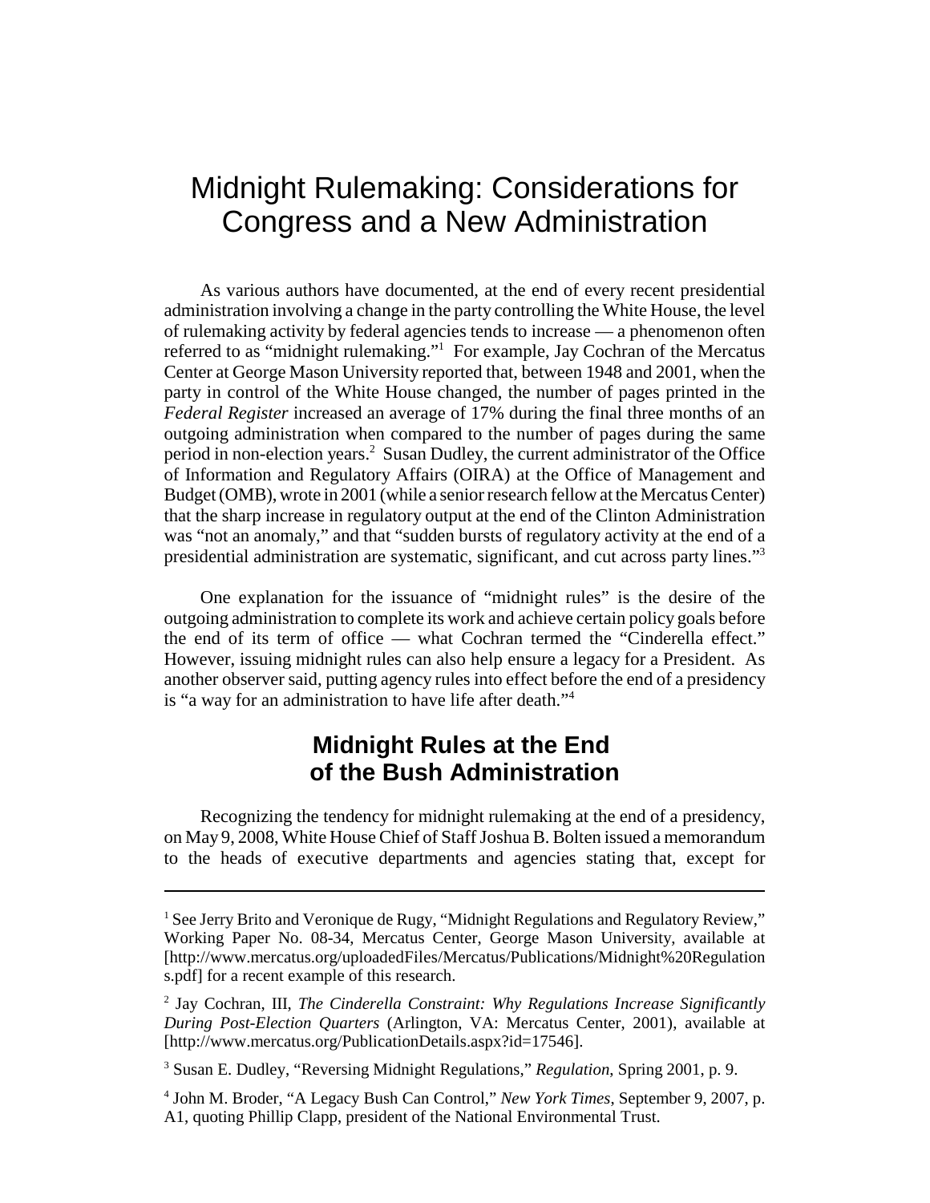# Midnight Rulemaking: Considerations for Congress and a New Administration

As various authors have documented, at the end of every recent presidential administration involving a change in the party controlling the White House, the level of rulemaking activity by federal agencies tends to increase — a phenomenon often referred to as "midnight rulemaking."[1] For example, Jay Cochran of the Mercatus Center at George Mason University reported that, between 1948 and 2001, when the party in control of the White House changed, the number of pages printed in the *Federal Register* increased an average of 17% during the final three months of an outgoing administration when compared to the number of pages during the same period in non-election years.[2] Susan Dudley, the current administrator of the Office of Information and Regulatory Affairs (OIRA) at the Office of Management and Budget (OMB), wrote in 2001 (while a senior research fellow at the Mercatus Center) that the sharp increase in regulatory output at the end of the Clinton Administration was "not an anomaly," and that "sudden bursts of regulatory activity at the end of a presidential administration are systematic, significant, and cut across party lines."[3]

One explanation for the issuance of "midnight rules" is the desire of the outgoing administration to complete its work and achieve certain policy goals before the end of its term of office — what Cochran termed the "Cinderella effect." However, issuing midnight rules can also help ensure a legacy for a President. As another observer said, putting agency rules into effect before the end of a presidency is "a way for an administration to have life after death."[4]

## Midnight Rules at the End of the Bush Administration

Recognizing the tendency for midnight rulemaking at the end of a presidency, on May 9, 2008, White House Chief of Staff Joshua B. Bolten issued a memorandum to the heads of executive departments and agencies stating that, except for

---

[1] See Jerry Brito and Veronique de Rugy, "Midnight Regulations and Regulatory Review," Working Paper No. 08-34, Mercatus Center, George Mason University, available at [http://www.mercatus.org/uploadedFiles/Mercatus/Publications/Midnight%20Regulations.pdf] for a recent example of this research.

[2] Jay Cochran, III, *The Cinderella Constraint: Why Regulations Increase Significantly During Post-Election Quarters* (Arlington, VA: Mercatus Center, 2001), available at [http://www.mercatus.org/PublicationDetails.aspx?id=17546].

[3] Susan E. Dudley, "Reversing Midnight Regulations," *Regulation*, Spring 2001, p. 9.

[4] John M. Broder, "A Legacy Bush Can Control," *New York Times*, September 9, 2007, p. A1, quoting Phillip Clapp, president of the National Environmental Trust.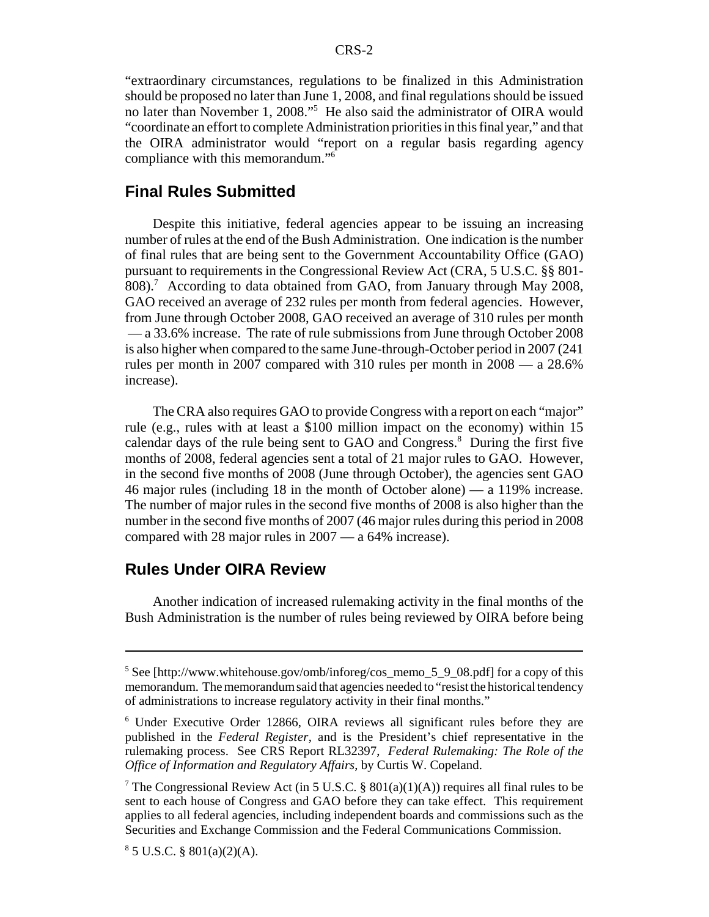"extraordinary circumstances, regulations to be finalized in this Administration should be proposed no later than June 1, 2008, and final regulations should be issued no later than November 1, 2008."[5] He also said the administrator of OIRA would "coordinate an effort to complete Administration priorities in this final year," and that the OIRA administrator would "report on a regular basis regarding agency compliance with this memorandum."[6]

## Final Rules Submitted

Despite this initiative, federal agencies appear to be issuing an increasing number of rules at the end of the Bush Administration. One indication is the number of final rules that are being sent to the Government Accountability Office (GAO) pursuant to requirements in the Congressional Review Act (CRA, 5 U.S.C. §§ 801-808).[7] According to data obtained from GAO, from January through May 2008, GAO received an average of 232 rules per month from federal agencies. However, from June through October 2008, GAO received an average of 310 rules per month — a 33.6% increase. The rate of rule submissions from June through October 2008 is also higher when compared to the same June-through-October period in 2007 (241 rules per month in 2007 compared with 310 rules per month in 2008 — a 28.6% increase).

The CRA also requires GAO to provide Congress with a report on each "major" rule (e.g., rules with at least a $100 million impact on the economy) within 15 calendar days of the rule being sent to GAO and Congress.[8] During the first five months of 2008, federal agencies sent a total of 21 major rules to GAO. However, in the second five months of 2008 (June through October), the agencies sent GAO 46 major rules (including 18 in the month of October alone) — a 119% increase. The number of major rules in the second five months of 2008 is also higher than the number in the second five months of 2007 (46 major rules during this period in 2008 compared with 28 major rules in 2007 — a 64% increase).

## Rules Under OIRA Review

Another indication of increased rulemaking activity in the final months of the Bush Administration is the number of rules being reviewed by OIRA before being

---

[5] See [http://www.whitehouse.gov/omb/inforeg/cos_memo_5_9_08.pdf] for a copy of this memorandum. The memorandum said that agencies needed to "resist the historical tendency of administrations to increase regulatory activity in their final months."

[6] Under Executive Order 12866, OIRA reviews all significant rules before they are published in the *Federal Register*, and is the President's chief representative in the rulemaking process. See CRS Report RL32397, *Federal Rulemaking: The Role of the Office of Information and Regulatory Affairs*, by Curtis W. Copeland.

[7] The Congressional Review Act (in 5 U.S.C. § 801(a)(1)(A)) requires all final rules to be sent to each house of Congress and GAO before they can take effect. This requirement applies to all federal agencies, including independent boards and commissions such as the Securities and Exchange Commission and the Federal Communications Commission.

[8] 5 U.S.C. § 801(a)(2)(A).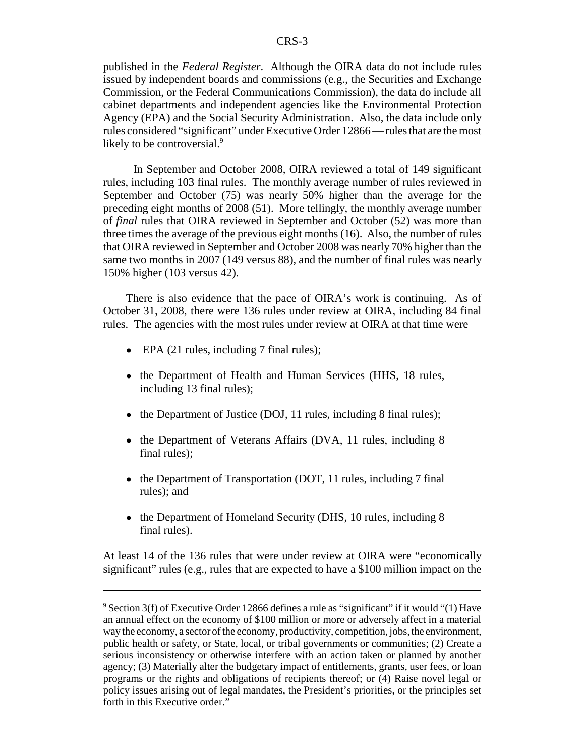published in the *Federal Register*. Although the OIRA data do not include rules issued by independent boards and commissions (e.g., the Securities and Exchange Commission, or the Federal Communications Commission), the data do include all cabinet departments and independent agencies like the Environmental Protection Agency (EPA) and the Social Security Administration. Also, the data include only rules considered "significant" under Executive Order 12866 — rules that are the most likely to be controversial.[9]

In September and October 2008, OIRA reviewed a total of 149 significant rules, including 103 final rules. The monthly average number of rules reviewed in September and October (75) was nearly 50% higher than the average for the preceding eight months of 2008 (51). More tellingly, the monthly average number of *final* rules that OIRA reviewed in September and October (52) was more than three times the average of the previous eight months (16). Also, the number of rules that OIRA reviewed in September and October 2008 was nearly 70% higher than the same two months in 2007 (149 versus 88), and the number of final rules was nearly 150% higher (103 versus 42).

There is also evidence that the pace of OIRA's work is continuing. As of October 31, 2008, there were 136 rules under review at OIRA, including 84 final rules. The agencies with the most rules under review at OIRA at that time were

- EPA (21 rules, including 7 final rules);
- the Department of Health and Human Services (HHS, 18 rules, including 13 final rules);
- the Department of Justice (DOJ, 11 rules, including 8 final rules);
- the Department of Veterans Affairs (DVA, 11 rules, including 8 final rules);
- the Department of Transportation (DOT, 11 rules, including 7 final rules); and
- the Department of Homeland Security (DHS, 10 rules, including 8 final rules).

At least 14 of the 136 rules that were under review at OIRA were "economically significant" rules (e.g., rules that are expected to have a $100 million impact on the

---

[9] Section 3(f) of Executive Order 12866 defines a rule as "significant" if it would "(1) Have an annual effect on the economy of $100 million or more or adversely affect in a material way the economy, a sector of the economy, productivity, competition, jobs, the environment, public health or safety, or State, local, or tribal governments or communities; (2) Create a serious inconsistency or otherwise interfere with an action taken or planned by another agency; (3) Materially alter the budgetary impact of entitlements, grants, user fees, or loan programs or the rights and obligations of recipients thereof; or (4) Raise novel legal or policy issues arising out of legal mandates, the President's priorities, or the principles set forth in this Executive order."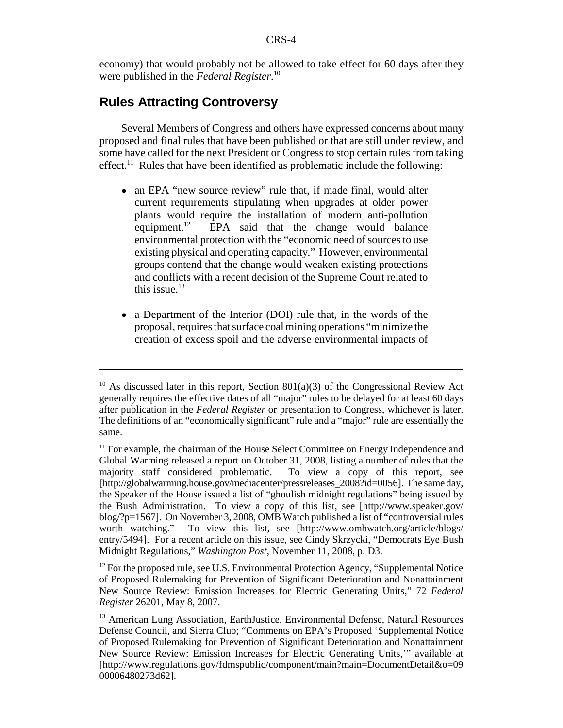economy) that would probably not be allowed to take effect for 60 days after they were published in the *Federal Register*.[10]

## Rules Attracting Controversy

Several Members of Congress and others have expressed concerns about many proposed and final rules that have been published or that are still under review, and some have called for the next President or Congress to stop certain rules from taking effect.[11] Rules that have been identified as problematic include the following:

- an EPA "new source review" rule that, if made final, would alter current requirements stipulating when upgrades at older power plants would require the installation of modern anti-pollution equipment.[12] EPA said that the change would balance environmental protection with the "economic need of sources to use existing physical and operating capacity." However, environmental groups contend that the change would weaken existing protections and conflicts with a recent decision of the Supreme Court related to this issue.[13]

- a Department of the Interior (DOI) rule that, in the words of the proposal, requires that surface coal mining operations "minimize the creation of excess spoil and the adverse environmental impacts of

---

[10] As discussed later in this report, Section 801(a)(3) of the Congressional Review Act generally requires the effective dates of all "major" rules to be delayed for at least 60 days after publication in the *Federal Register* or presentation to Congress, whichever is later. The definitions of an "economically significant" rule and a "major" rule are essentially the same.

[11] For example, the chairman of the House Select Committee on Energy Independence and Global Warming released a report on October 31, 2008, listing a number of rules that the majority staff considered problematic. To view a copy of this report, see [http://globalwarming.house.gov/mediacenter/pressreleases_2008?id=0056]. The same day, the Speaker of the House issued a list of "ghoulish midnight regulations" being issued by the Bush Administration. To view a copy of this list, see [http://www.speaker.gov/blog/?p=1567]. On November 3, 2008, OMB Watch published a list of "controversial rules worth watching." To view this list, see [http://www.ombwatch.org/article/blogs/entry/5494]. For a recent article on this issue, see Cindy Skrzycki, "Democrats Eye Bush Midnight Regulations," *Washington Post*, November 11, 2008, p. D3.

[12] For the proposed rule, see U.S. Environmental Protection Agency, "Supplemental Notice of Proposed Rulemaking for Prevention of Significant Deterioration and Nonattainment New Source Review: Emission Increases for Electric Generating Units," 72 *Federal Register* 26201, May 8, 2007.

[13] American Lung Association, EarthJustice, Environmental Defense, Natural Resources Defense Council, and Sierra Club; "Comments on EPA's Proposed 'Supplemental Notice of Proposed Rulemaking for Prevention of Significant Deterioration and Nonattainment New Source Review: Emission Increases for Electric Generating Units,'" available at [http://www.regulations.gov/fdmspublic/component/main?main=DocumentDetail&o=0900006480273d62].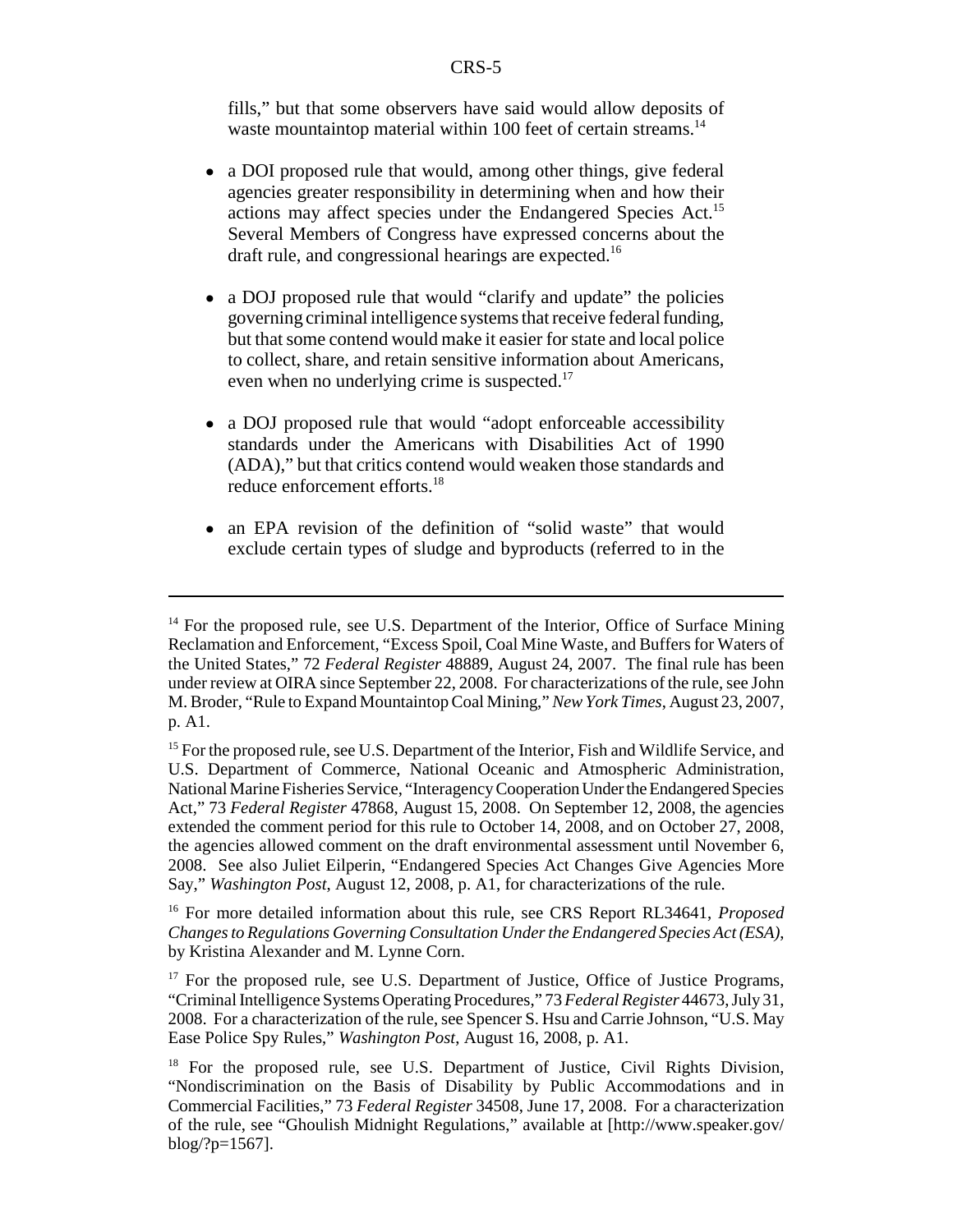fills," but that some observers have said would allow deposits of waste mountaintop material within 100 feet of certain streams.[14]

- a DOI proposed rule that would, among other things, give federal agencies greater responsibility in determining when and how their actions may affect species under the Endangered Species Act.[15] Several Members of Congress have expressed concerns about the draft rule, and congressional hearings are expected.[16]

- a DOJ proposed rule that would "clarify and update" the policies governing criminal intelligence systems that receive federal funding, but that some contend would make it easier for state and local police to collect, share, and retain sensitive information about Americans, even when no underlying crime is suspected.[17]

- a DOJ proposed rule that would "adopt enforceable accessibility standards under the Americans with Disabilities Act of 1990 (ADA)," but that critics contend would weaken those standards and reduce enforcement efforts.[18]

- an EPA revision of the definition of "solid waste" that would exclude certain types of sludge and byproducts (referred to in the

---

[14] For the proposed rule, see U.S. Department of the Interior, Office of Surface Mining Reclamation and Enforcement, "Excess Spoil, Coal Mine Waste, and Buffers for Waters of the United States," 72 *Federal Register* 48889, August 24, 2007. The final rule has been under review at OIRA since September 22, 2008. For characterizations of the rule, see John M. Broder, "Rule to Expand Mountaintop Coal Mining," *New York Times*, August 23, 2007, p. A1.

[15] For the proposed rule, see U.S. Department of the Interior, Fish and Wildlife Service, and U.S. Department of Commerce, National Oceanic and Atmospheric Administration, National Marine Fisheries Service, "Interagency Cooperation Under the Endangered Species Act," 73 *Federal Register* 47868, August 15, 2008. On September 12, 2008, the agencies extended the comment period for this rule to October 14, 2008, and on October 27, 2008, the agencies allowed comment on the draft environmental assessment until November 6, 2008. See also Juliet Eilperin, "Endangered Species Act Changes Give Agencies More Say," *Washington Post*, August 12, 2008, p. A1, for characterizations of the rule.

[16] For more detailed information about this rule, see CRS Report RL34641, *Proposed Changes to Regulations Governing Consultation Under the Endangered Species Act (ESA)*, by Kristina Alexander and M. Lynne Corn.

[17] For the proposed rule, see U.S. Department of Justice, Office of Justice Programs, "Criminal Intelligence Systems Operating Procedures," 73 *Federal Register* 44673, July 31, 2008. For a characterization of the rule, see Spencer S. Hsu and Carrie Johnson, "U.S. May Ease Police Spy Rules," *Washington Post*, August 16, 2008, p. A1.

[18] For the proposed rule, see U.S. Department of Justice, Civil Rights Division, "Nondiscrimination on the Basis of Disability by Public Accommodations and in Commercial Facilities," 73 *Federal Register* 34508, June 17, 2008. For a characterization of the rule, see "Ghoulish Midnight Regulations," available at [http://www.speaker.gov/blog/?p=1567].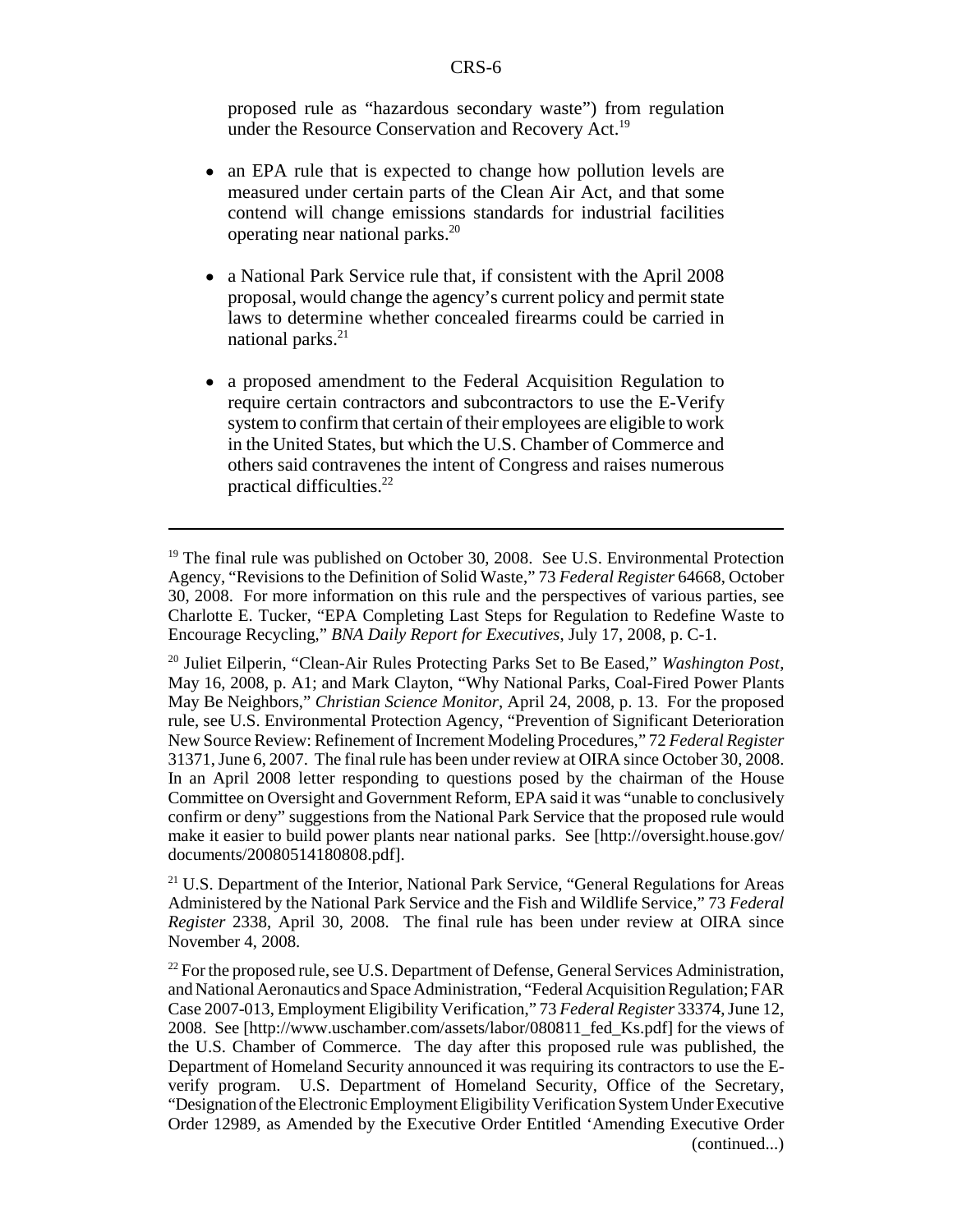proposed rule as "hazardous secondary waste") from regulation under the Resource Conservation and Recovery Act.[19]

- an EPA rule that is expected to change how pollution levels are measured under certain parts of the Clean Air Act, and that some contend will change emissions standards for industrial facilities operating near national parks.[20]

- a National Park Service rule that, if consistent with the April 2008 proposal, would change the agency's current policy and permit state laws to determine whether concealed firearms could be carried in national parks.[21]

- a proposed amendment to the Federal Acquisition Regulation to require certain contractors and subcontractors to use the E-Verify system to confirm that certain of their employees are eligible to work in the United States, but which the U.S. Chamber of Commerce and others said contravenes the intent of Congress and raises numerous practical difficulties.[22]

---

[19] The final rule was published on October 30, 2008. See U.S. Environmental Protection Agency, "Revisions to the Definition of Solid Waste," 73 *Federal Register* 64668, October 30, 2008. For more information on this rule and the perspectives of various parties, see Charlotte E. Tucker, "EPA Completing Last Steps for Regulation to Redefine Waste to Encourage Recycling," *BNA Daily Report for Executives*, July 17, 2008, p. C-1.

[20] Juliet Eilperin, "Clean-Air Rules Protecting Parks Set to Be Eased," *Washington Post*, May 16, 2008, p. A1; and Mark Clayton, "Why National Parks, Coal-Fired Power Plants May Be Neighbors," *Christian Science Monitor*, April 24, 2008, p. 13. For the proposed rule, see U.S. Environmental Protection Agency, "Prevention of Significant Deterioration New Source Review: Refinement of Increment Modeling Procedures," 72 *Federal Register* 31371, June 6, 2007. The final rule has been under review at OIRA since October 30, 2008. In an April 2008 letter responding to questions posed by the chairman of the House Committee on Oversight and Government Reform, EPA said it was "unable to conclusively confirm or deny" suggestions from the National Park Service that the proposed rule would make it easier to build power plants near national parks. See [http://oversight.house.gov/documents/20080514180808.pdf].

[21] U.S. Department of the Interior, National Park Service, "General Regulations for Areas Administered by the National Park Service and the Fish and Wildlife Service," 73 *Federal Register* 2338, April 30, 2008. The final rule has been under review at OIRA since November 4, 2008.

[22] For the proposed rule, see U.S. Department of Defense, General Services Administration, and National Aeronautics and Space Administration, "Federal Acquisition Regulation; FAR Case 2007-013, Employment Eligibility Verification," 73 *Federal Register* 33374, June 12, 2008. See [http://www.uschamber.com/assets/labor/080811_fed_Ks.pdf] for the views of the U.S. Chamber of Commerce. The day after this proposed rule was published, the Department of Homeland Security announced it was requiring its contractors to use the E-verify program. U.S. Department of Homeland Security, Office of the Secretary, "Designation of the Electronic Employment Eligibility Verification System Under Executive Order 12989, as Amended by the Executive Order Entitled 'Amending Executive Order (continued...)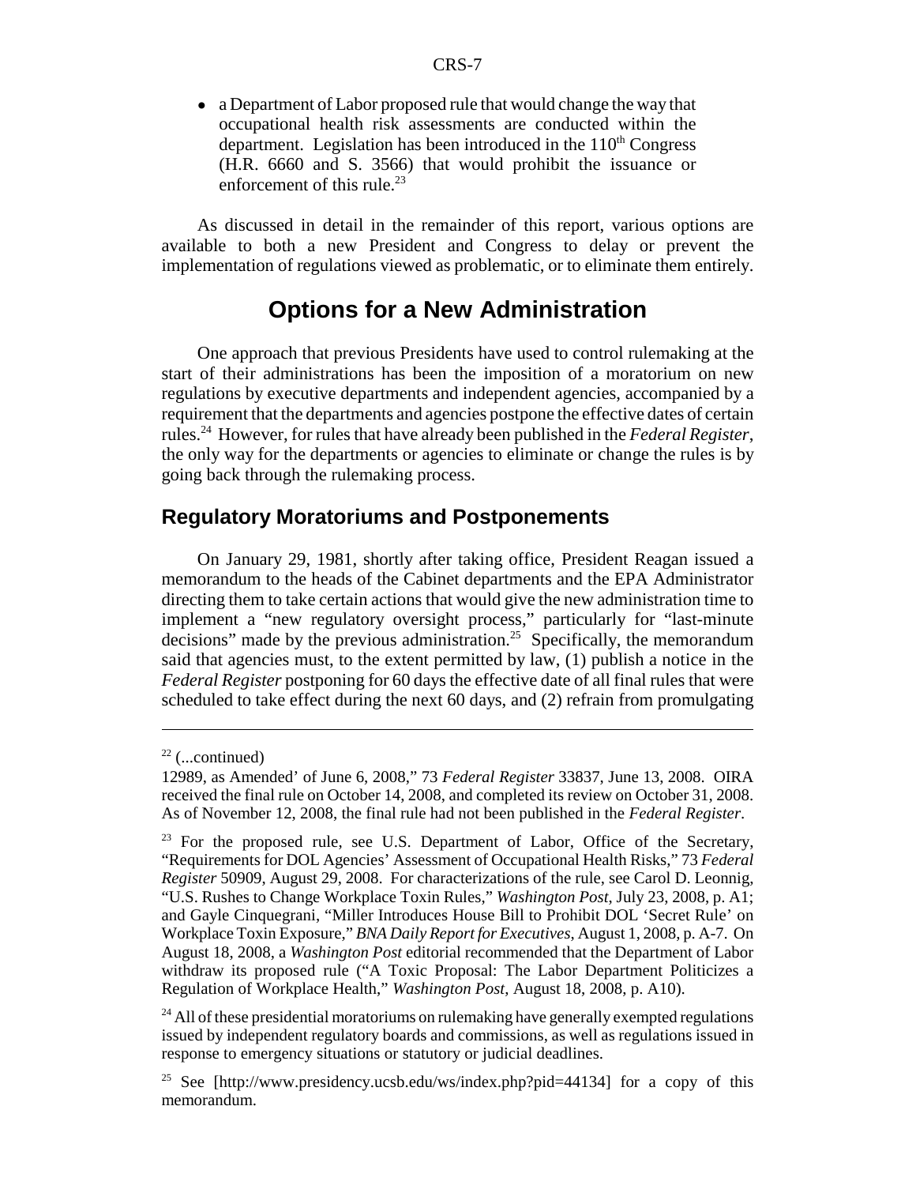- a Department of Labor proposed rule that would change the way that occupational health risk assessments are conducted within the department. Legislation has been introduced in the 110th Congress (H.R. 6660 and S. 3566) that would prohibit the issuance or enforcement of this rule.[23]

As discussed in detail in the remainder of this report, various options are available to both a new President and Congress to delay or prevent the implementation of regulations viewed as problematic, or to eliminate them entirely.

# Options for a New Administration

One approach that previous Presidents have used to control rulemaking at the start of their administrations has been the imposition of a moratorium on new regulations by executive departments and independent agencies, accompanied by a requirement that the departments and agencies postpone the effective dates of certain rules.[24] However, for rules that have already been published in the *Federal Register*, the only way for the departments or agencies to eliminate or change the rules is by going back through the rulemaking process.

## Regulatory Moratoriums and Postponements

On January 29, 1981, shortly after taking office, President Reagan issued a memorandum to the heads of the Cabinet departments and the EPA Administrator directing them to take certain actions that would give the new administration time to implement a "new regulatory oversight process," particularly for "last-minute decisions" made by the previous administration.[25] Specifically, the memorandum said that agencies must, to the extent permitted by law, (1) publish a notice in the *Federal Register* postponing for 60 days the effective date of all final rules that were scheduled to take effect during the next 60 days, and (2) refrain from promulgating

---

[22] (...continued)
12989, as Amended' of June 6, 2008," 73 *Federal Register* 33837, June 13, 2008. OIRA received the final rule on October 14, 2008, and completed its review on October 31, 2008. As of November 12, 2008, the final rule had not been published in the *Federal Register*.

[23] For the proposed rule, see U.S. Department of Labor, Office of the Secretary, "Requirements for DOL Agencies' Assessment of Occupational Health Risks," 73 *Federal Register* 50909, August 29, 2008. For characterizations of the rule, see Carol D. Leonnig, "U.S. Rushes to Change Workplace Toxin Rules," *Washington Post*, July 23, 2008, p. A1; and Gayle Cinquegrani, "Miller Introduces House Bill to Prohibit DOL 'Secret Rule' on Workplace Toxin Exposure," *BNA Daily Report for Executives*, August 1, 2008, p. A-7. On August 18, 2008, a *Washington Post* editorial recommended that the Department of Labor withdraw its proposed rule ("A Toxic Proposal: The Labor Department Politicizes a Regulation of Workplace Health," *Washington Post*, August 18, 2008, p. A10).

[24] All of these presidential moratoriums on rulemaking have generally exempted regulations issued by independent regulatory boards and commissions, as well as regulations issued in response to emergency situations or statutory or judicial deadlines.

[25] See [http://www.presidency.ucsb.edu/ws/index.php?pid=44134] for a copy of this memorandum.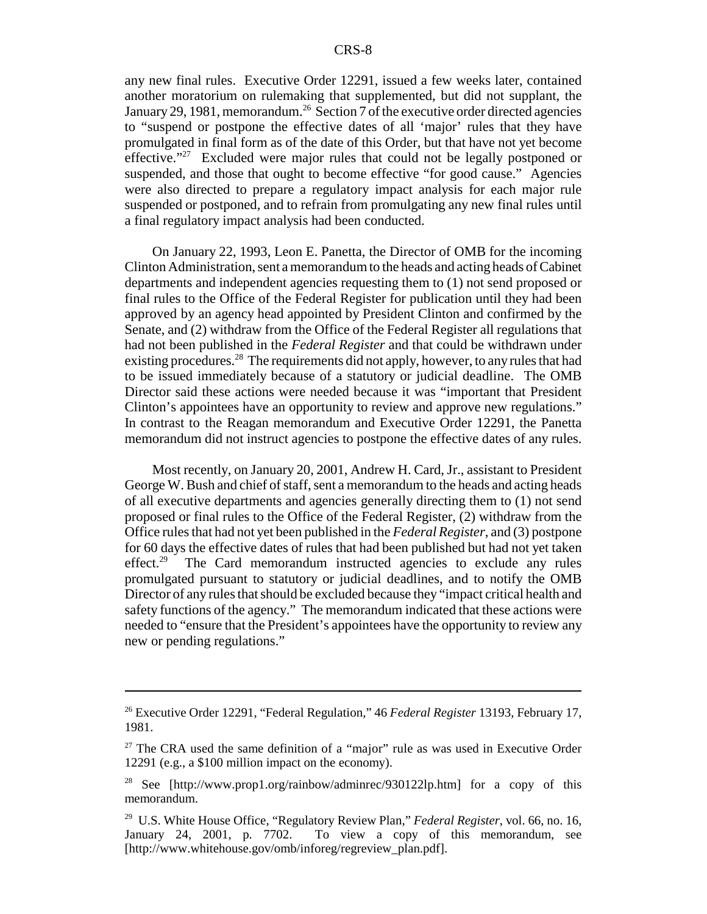any new final rules. Executive Order 12291, issued a few weeks later, contained another moratorium on rulemaking that supplemented, but did not supplant, the January 29, 1981, memorandum.[26] Section 7 of the executive order directed agencies to "suspend or postpone the effective dates of all 'major' rules that they have promulgated in final form as of the date of this Order, but that have not yet become effective."[27] Excluded were major rules that could not be legally postponed or suspended, and those that ought to become effective "for good cause." Agencies were also directed to prepare a regulatory impact analysis for each major rule suspended or postponed, and to refrain from promulgating any new final rules until a final regulatory impact analysis had been conducted.

On January 22, 1993, Leon E. Panetta, the Director of OMB for the incoming Clinton Administration, sent a memorandum to the heads and acting heads of Cabinet departments and independent agencies requesting them to (1) not send proposed or final rules to the Office of the Federal Register for publication until they had been approved by an agency head appointed by President Clinton and confirmed by the Senate, and (2) withdraw from the Office of the Federal Register all regulations that had not been published in the *Federal Register* and that could be withdrawn under existing procedures.[28] The requirements did not apply, however, to any rules that had to be issued immediately because of a statutory or judicial deadline. The OMB Director said these actions were needed because it was "important that President Clinton's appointees have an opportunity to review and approve new regulations." In contrast to the Reagan memorandum and Executive Order 12291, the Panetta memorandum did not instruct agencies to postpone the effective dates of any rules.

Most recently, on January 20, 2001, Andrew H. Card, Jr., assistant to President George W. Bush and chief of staff, sent a memorandum to the heads and acting heads of all executive departments and agencies generally directing them to (1) not send proposed or final rules to the Office of the Federal Register, (2) withdraw from the Office rules that had not yet been published in the *Federal Register*, and (3) postpone for 60 days the effective dates of rules that had been published but had not yet taken effect.[29] The Card memorandum instructed agencies to exclude any rules promulgated pursuant to statutory or judicial deadlines, and to notify the OMB Director of any rules that should be excluded because they "impact critical health and safety functions of the agency." The memorandum indicated that these actions were needed to "ensure that the President's appointees have the opportunity to review any new or pending regulations."

---

[26] Executive Order 12291, "Federal Regulation," 46 *Federal Register* 13193, February 17, 1981.

[27] The CRA used the same definition of a "major" rule as was used in Executive Order 12291 (e.g., a $100 million impact on the economy).

[28] See [http://www.prop1.org/rainbow/adminrec/930122lp.htm] for a copy of this memorandum.

[29] U.S. White House Office, "Regulatory Review Plan," *Federal Register*, vol. 66, no. 16, January 24, 2001, p. 7702. To view a copy of this memorandum, see [http://www.whitehouse.gov/omb/inforeg/regreview_plan.pdf].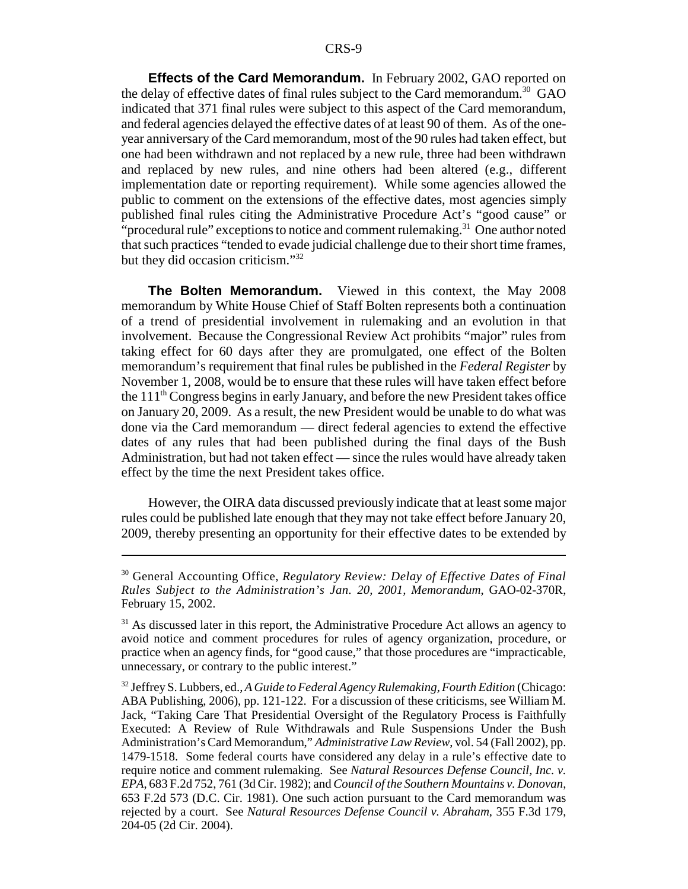**Effects of the Card Memorandum.** In February 2002, GAO reported on the delay of effective dates of final rules subject to the Card memorandum.[30] GAO indicated that 371 final rules were subject to this aspect of the Card memorandum, and federal agencies delayed the effective dates of at least 90 of them. As of the one-year anniversary of the Card memorandum, most of the 90 rules had taken effect, but one had been withdrawn and not replaced by a new rule, three had been withdrawn and replaced by new rules, and nine others had been altered (e.g., different implementation date or reporting requirement). While some agencies allowed the public to comment on the extensions of the effective dates, most agencies simply published final rules citing the Administrative Procedure Act's "good cause" or "procedural rule" exceptions to notice and comment rulemaking.[31] One author noted that such practices "tended to evade judicial challenge due to their short time frames, but they did occasion criticism."[32]

**The Bolten Memorandum.** Viewed in this context, the May 2008 memorandum by White House Chief of Staff Bolten represents both a continuation of a trend of presidential involvement in rulemaking and an evolution in that involvement. Because the Congressional Review Act prohibits "major" rules from taking effect for 60 days after they are promulgated, one effect of the Bolten memorandum's requirement that final rules be published in the *Federal Register* by November 1, 2008, would be to ensure that these rules will have taken effect before the 111th Congress begins in early January, and before the new President takes office on January 20, 2009. As a result, the new President would be unable to do what was done via the Card memorandum — direct federal agencies to extend the effective dates of any rules that had been published during the final days of the Bush Administration, but had not taken effect — since the rules would have already taken effect by the time the next President takes office.

However, the OIRA data discussed previously indicate that at least some major rules could be published late enough that they may not take effect before January 20, 2009, thereby presenting an opportunity for their effective dates to be extended by

---

[30] General Accounting Office, *Regulatory Review: Delay of Effective Dates of Final Rules Subject to the Administration's Jan. 20, 2001, Memorandum*, GAO-02-370R, February 15, 2002.

[31] As discussed later in this report, the Administrative Procedure Act allows an agency to avoid notice and comment procedures for rules of agency organization, procedure, or practice when an agency finds, for "good cause," that those procedures are "impracticable, unnecessary, or contrary to the public interest."

[32] Jeffrey S. Lubbers, ed., *A Guide to Federal Agency Rulemaking, Fourth Edition* (Chicago: ABA Publishing, 2006), pp. 121-122. For a discussion of these criticisms, see William M. Jack, "Taking Care That Presidential Oversight of the Regulatory Process is Faithfully Executed: A Review of Rule Withdrawals and Rule Suspensions Under the Bush Administration's Card Memorandum," *Administrative Law Review*, vol. 54 (Fall 2002), pp. 1479-1518. Some federal courts have considered any delay in a rule's effective date to require notice and comment rulemaking. See *Natural Resources Defense Council, Inc. v. EPA*, 683 F.2d 752, 761 (3d Cir. 1982); and *Council of the Southern Mountains v. Donovan*, 653 F.2d 573 (D.C. Cir. 1981). One such action pursuant to the Card memorandum was rejected by a court. See *Natural Resources Defense Council v. Abraham*, 355 F.3d 179, 204-05 (2d Cir. 2004).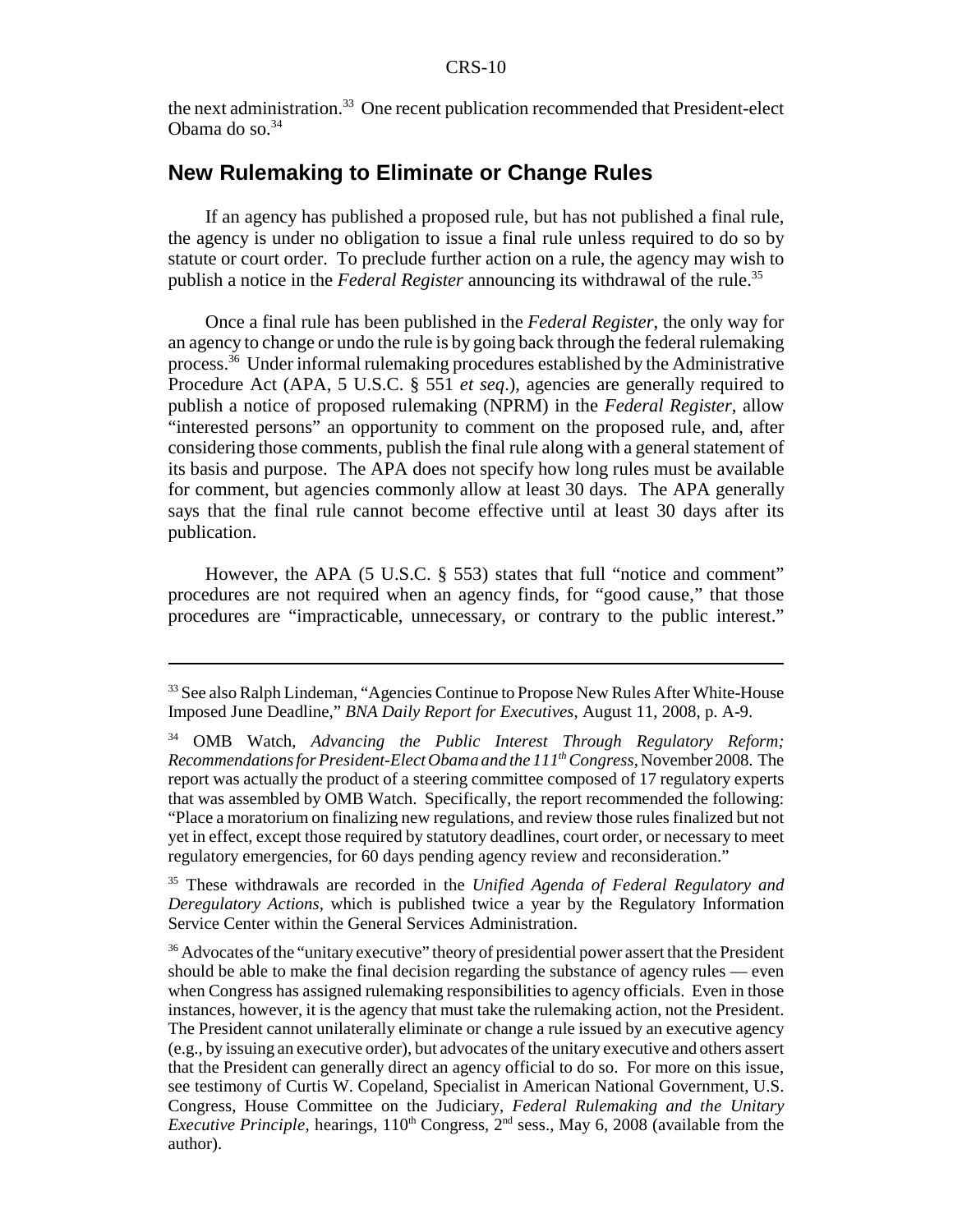the next administration.[33] One recent publication recommended that President-elect Obama do so.[34]

## New Rulemaking to Eliminate or Change Rules

If an agency has published a proposed rule, but has not published a final rule, the agency is under no obligation to issue a final rule unless required to do so by statute or court order. To preclude further action on a rule, the agency may wish to publish a notice in the *Federal Register* announcing its withdrawal of the rule.[35]

Once a final rule has been published in the *Federal Register*, the only way for an agency to change or undo the rule is by going back through the federal rulemaking process.[36] Under informal rulemaking procedures established by the Administrative Procedure Act (APA, 5 U.S.C. § 551 *et seq*.), agencies are generally required to publish a notice of proposed rulemaking (NPRM) in the *Federal Register*, allow "interested persons" an opportunity to comment on the proposed rule, and, after considering those comments, publish the final rule along with a general statement of its basis and purpose. The APA does not specify how long rules must be available for comment, but agencies commonly allow at least 30 days. The APA generally says that the final rule cannot become effective until at least 30 days after its publication.

However, the APA (5 U.S.C. § 553) states that full "notice and comment" procedures are not required when an agency finds, for "good cause," that those procedures are "impracticable, unnecessary, or contrary to the public interest."

---

[33] See also Ralph Lindeman, "Agencies Continue to Propose New Rules After White-House Imposed June Deadline," *BNA Daily Report for Executives*, August 11, 2008, p. A-9.

[34] OMB Watch, *Advancing the Public Interest Through Regulatory Reform; Recommendations for President-Elect Obama and the 111th Congress*, November 2008. The report was actually the product of a steering committee composed of 17 regulatory experts that was assembled by OMB Watch. Specifically, the report recommended the following: "Place a moratorium on finalizing new regulations, and review those rules finalized but not yet in effect, except those required by statutory deadlines, court order, or necessary to meet regulatory emergencies, for 60 days pending agency review and reconsideration."

[35] These withdrawals are recorded in the *Unified Agenda of Federal Regulatory and Deregulatory Actions*, which is published twice a year by the Regulatory Information Service Center within the General Services Administration.

[36] Advocates of the "unitary executive" theory of presidential power assert that the President should be able to make the final decision regarding the substance of agency rules — even when Congress has assigned rulemaking responsibilities to agency officials. Even in those instances, however, it is the agency that must take the rulemaking action, not the President. The President cannot unilaterally eliminate or change a rule issued by an executive agency (e.g., by issuing an executive order), but advocates of the unitary executive and others assert that the President can generally direct an agency official to do so. For more on this issue, see testimony of Curtis W. Copeland, Specialist in American National Government, U.S. Congress, House Committee on the Judiciary, *Federal Rulemaking and the Unitary Executive Principle*, hearings, 110th Congress, 2nd sess., May 6, 2008 (available from the author).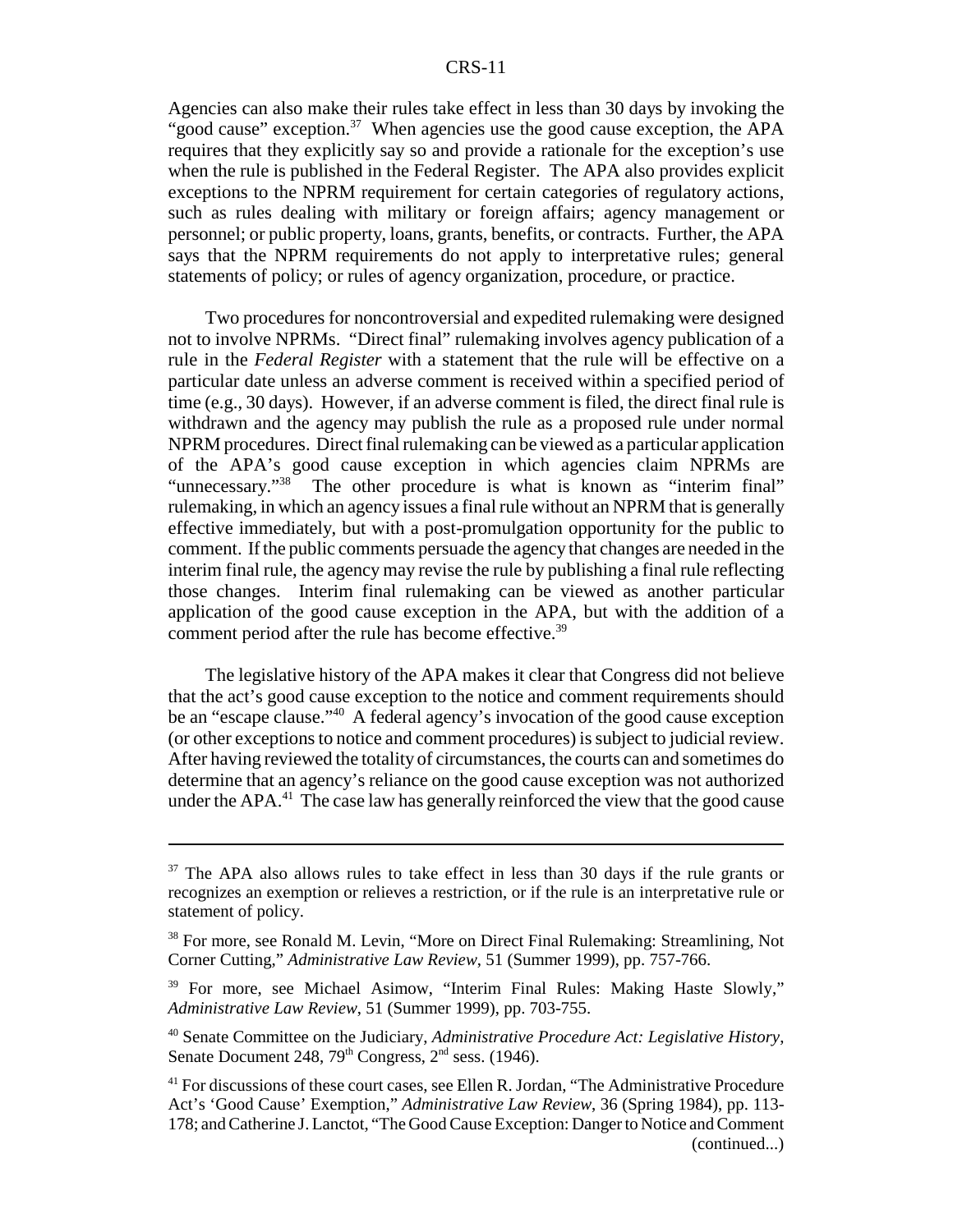Agencies can also make their rules take effect in less than 30 days by invoking the "good cause" exception.[37] When agencies use the good cause exception, the APA requires that they explicitly say so and provide a rationale for the exception's use when the rule is published in the Federal Register. The APA also provides explicit exceptions to the NPRM requirement for certain categories of regulatory actions, such as rules dealing with military or foreign affairs; agency management or personnel; or public property, loans, grants, benefits, or contracts. Further, the APA says that the NPRM requirements do not apply to interpretative rules; general statements of policy; or rules of agency organization, procedure, or practice.

Two procedures for noncontroversial and expedited rulemaking were designed not to involve NPRMs. "Direct final" rulemaking involves agency publication of a rule in the *Federal Register* with a statement that the rule will be effective on a particular date unless an adverse comment is received within a specified period of time (e.g., 30 days). However, if an adverse comment is filed, the direct final rule is withdrawn and the agency may publish the rule as a proposed rule under normal NPRM procedures. Direct final rulemaking can be viewed as a particular application of the APA's good cause exception in which agencies claim NPRMs are "unnecessary."[38] The other procedure is what is known as "interim final" rulemaking, in which an agency issues a final rule without an NPRM that is generally effective immediately, but with a post-promulgation opportunity for the public to comment. If the public comments persuade the agency that changes are needed in the interim final rule, the agency may revise the rule by publishing a final rule reflecting those changes. Interim final rulemaking can be viewed as another particular application of the good cause exception in the APA, but with the addition of a comment period after the rule has become effective.[39]

The legislative history of the APA makes it clear that Congress did not believe that the act's good cause exception to the notice and comment requirements should be an "escape clause."[40] A federal agency's invocation of the good cause exception (or other exceptions to notice and comment procedures) is subject to judicial review. After having reviewed the totality of circumstances, the courts can and sometimes do determine that an agency's reliance on the good cause exception was not authorized under the APA.[41] The case law has generally reinforced the view that the good cause

---

[37] The APA also allows rules to take effect in less than 30 days if the rule grants or recognizes an exemption or relieves a restriction, or if the rule is an interpretative rule or statement of policy.

[38] For more, see Ronald M. Levin, "More on Direct Final Rulemaking: Streamlining, Not Corner Cutting," *Administrative Law Review*, 51 (Summer 1999), pp. 757-766.

[39] For more, see Michael Asimow, "Interim Final Rules: Making Haste Slowly," *Administrative Law Review*, 51 (Summer 1999), pp. 703-755.

[40] Senate Committee on the Judiciary, *Administrative Procedure Act: Legislative History*, Senate Document 248, 79th Congress, 2nd sess. (1946).

[41] For discussions of these court cases, see Ellen R. Jordan, "The Administrative Procedure Act's 'Good Cause' Exemption," *Administrative Law Review*, 36 (Spring 1984), pp. 113-178; and Catherine J. Lanctot, "The Good Cause Exception: Danger to Notice and Comment (continued...)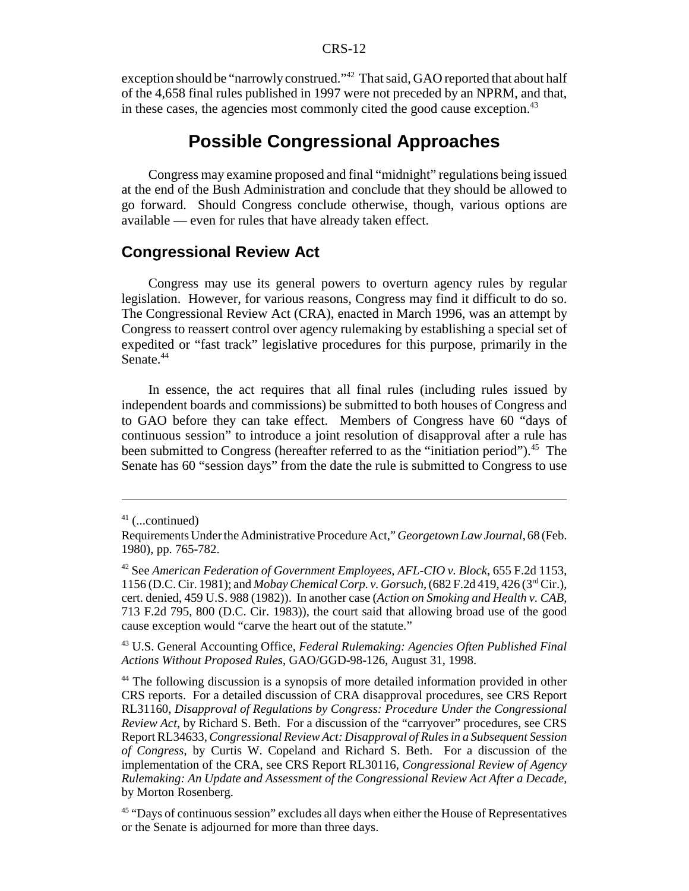exception should be "narrowly construed."[42] That said, GAO reported that about half of the 4,658 final rules published in 1997 were not preceded by an NPRM, and that, in these cases, the agencies most commonly cited the good cause exception.[43]

# Possible Congressional Approaches

Congress may examine proposed and final "midnight" regulations being issued at the end of the Bush Administration and conclude that they should be allowed to go forward. Should Congress conclude otherwise, though, various options are available — even for rules that have already taken effect.

## Congressional Review Act

Congress may use its general powers to overturn agency rules by regular legislation. However, for various reasons, Congress may find it difficult to do so. The Congressional Review Act (CRA), enacted in March 1996, was an attempt by Congress to reassert control over agency rulemaking by establishing a special set of expedited or "fast track" legislative procedures for this purpose, primarily in the Senate.[44]

In essence, the act requires that all final rules (including rules issued by independent boards and commissions) be submitted to both houses of Congress and to GAO before they can take effect. Members of Congress have 60 "days of continuous session" to introduce a joint resolution of disapproval after a rule has been submitted to Congress (hereafter referred to as the "initiation period").[45] The Senate has 60 "session days" from the date the rule is submitted to Congress to use

---

[41] (...continued)
Requirements Under the Administrative Procedure Act," *Georgetown Law Journal*, 68 (Feb. 1980), pp. 765-782.

[42] See *American Federation of Government Employees, AFL-CIO v. Block*, 655 F.2d 1153, 1156 (D.C. Cir. 1981); and *Mobay Chemical Corp. v. Gorsuch*, (682 F.2d 419, 426 (3rd Cir.), cert. denied, 459 U.S. 988 (1982)). In another case (*Action on Smoking and Health v. CAB*, 713 F.2d 795, 800 (D.C. Cir. 1983)), the court said that allowing broad use of the good cause exception would "carve the heart out of the statute."

[43] U.S. General Accounting Office, *Federal Rulemaking: Agencies Often Published Final Actions Without Proposed Rules*, GAO/GGD-98-126, August 31, 1998.

[44] The following discussion is a synopsis of more detailed information provided in other CRS reports. For a detailed discussion of CRA disapproval procedures, see CRS Report RL31160, *Disapproval of Regulations by Congress: Procedure Under the Congressional Review Act*, by Richard S. Beth. For a discussion of the "carryover" procedures, see CRS Report RL34633, *Congressional Review Act: Disapproval of Rules in a Subsequent Session of Congress*, by Curtis W. Copeland and Richard S. Beth. For a discussion of the implementation of the CRA, see CRS Report RL30116, *Congressional Review of Agency Rulemaking: An Update and Assessment of the Congressional Review Act After a Decade*, by Morton Rosenberg.

[45] "Days of continuous session" excludes all days when either the House of Representatives or the Senate is adjourned for more than three days.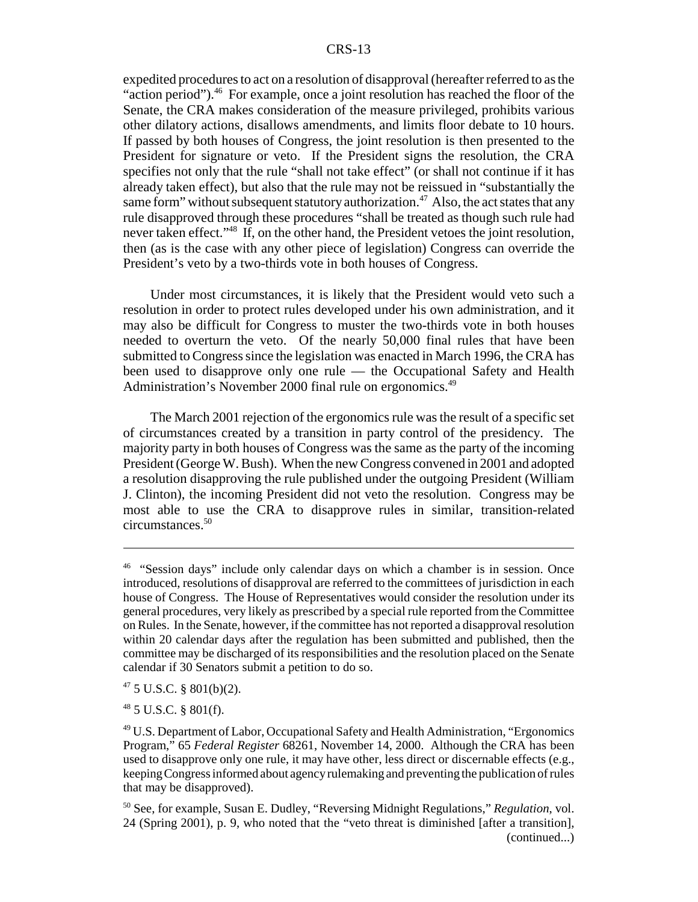expedited procedures to act on a resolution of disapproval (hereafter referred to as the "action period").[46] For example, once a joint resolution has reached the floor of the Senate, the CRA makes consideration of the measure privileged, prohibits various other dilatory actions, disallows amendments, and limits floor debate to 10 hours. If passed by both houses of Congress, the joint resolution is then presented to the President for signature or veto. If the President signs the resolution, the CRA specifies not only that the rule "shall not take effect" (or shall not continue if it has already taken effect), but also that the rule may not be reissued in "substantially the same form" without subsequent statutory authorization.[47] Also, the act states that any rule disapproved through these procedures "shall be treated as though such rule had never taken effect."[48] If, on the other hand, the President vetoes the joint resolution, then (as is the case with any other piece of legislation) Congress can override the President's veto by a two-thirds vote in both houses of Congress.

Under most circumstances, it is likely that the President would veto such a resolution in order to protect rules developed under his own administration, and it may also be difficult for Congress to muster the two-thirds vote in both houses needed to overturn the veto. Of the nearly 50,000 final rules that have been submitted to Congress since the legislation was enacted in March 1996, the CRA has been used to disapprove only one rule — the Occupational Safety and Health Administration's November 2000 final rule on ergonomics.[49]

The March 2001 rejection of the ergonomics rule was the result of a specific set of circumstances created by a transition in party control of the presidency. The majority party in both houses of Congress was the same as the party of the incoming President (George W. Bush). When the new Congress convened in 2001 and adopted a resolution disapproving the rule published under the outgoing President (William J. Clinton), the incoming President did not veto the resolution. Congress may be most able to use the CRA to disapprove rules in similar, transition-related circumstances.[50]

---

[46] "Session days" include only calendar days on which a chamber is in session. Once introduced, resolutions of disapproval are referred to the committees of jurisdiction in each house of Congress. The House of Representatives would consider the resolution under its general procedures, very likely as prescribed by a special rule reported from the Committee on Rules. In the Senate, however, if the committee has not reported a disapproval resolution within 20 calendar days after the regulation has been submitted and published, then the committee may be discharged of its responsibilities and the resolution placed on the Senate calendar if 30 Senators submit a petition to do so.

[47] 5 U.S.C. § 801(b)(2).

[48] 5 U.S.C. § 801(f).

[49] U.S. Department of Labor, Occupational Safety and Health Administration, "Ergonomics Program," 65 *Federal Register* 68261, November 14, 2000. Although the CRA has been used to disapprove only one rule, it may have other, less direct or discernable effects (e.g., keeping Congress informed about agency rulemaking and preventing the publication of rules that may be disapproved).

[50] See, for example, Susan E. Dudley, "Reversing Midnight Regulations," *Regulation*, vol. 24 (Spring 2001), p. 9, who noted that the "veto threat is diminished [after a transition], (continued...)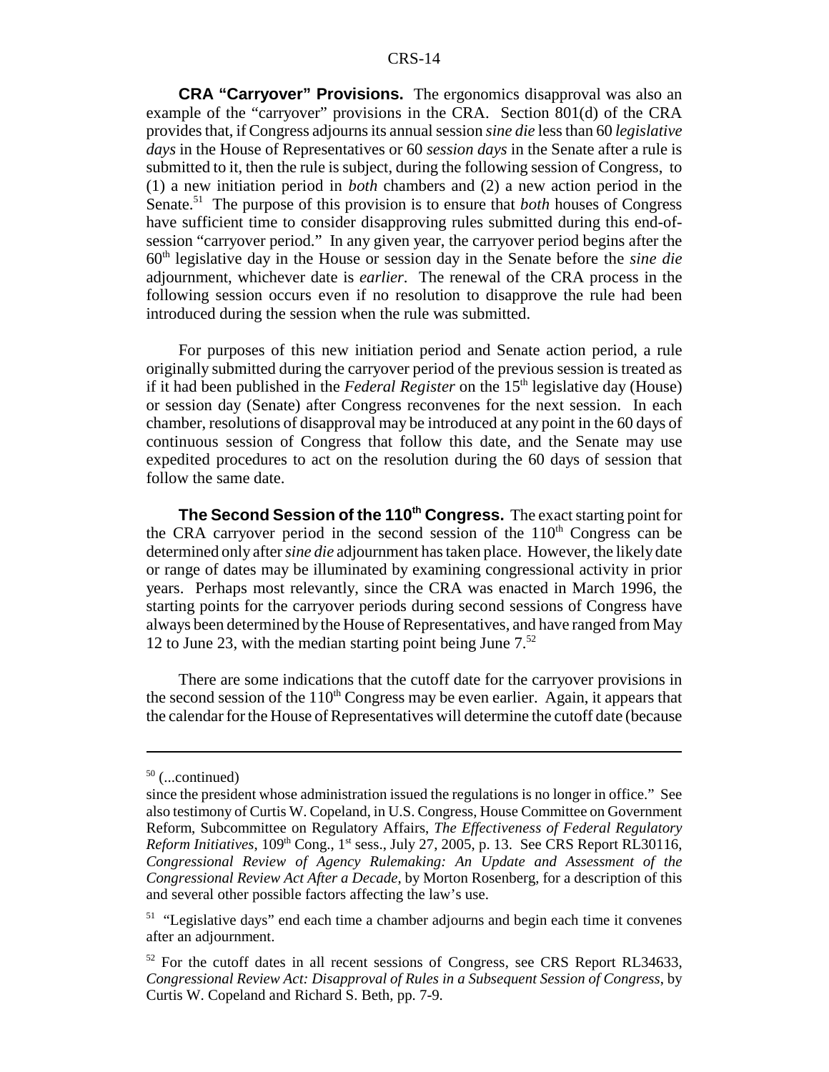**CRA "Carryover" Provisions.** The ergonomics disapproval was also an example of the "carryover" provisions in the CRA. Section 801(d) of the CRA provides that, if Congress adjourns its annual session *sine die* less than 60 *legislative days* in the House of Representatives or 60 *session days* in the Senate after a rule is submitted to it, then the rule is subject, during the following session of Congress, to (1) a new initiation period in *both* chambers and (2) a new action period in the Senate.[51] The purpose of this provision is to ensure that *both* houses of Congress have sufficient time to consider disapproving rules submitted during this end-of-session "carryover period." In any given year, the carryover period begins after the 60th legislative day in the House or session day in the Senate before the *sine die* adjournment, whichever date is *earlier*. The renewal of the CRA process in the following session occurs even if no resolution to disapprove the rule had been introduced during the session when the rule was submitted.

For purposes of this new initiation period and Senate action period, a rule originally submitted during the carryover period of the previous session is treated as if it had been published in the *Federal Register* on the 15th legislative day (House) or session day (Senate) after Congress reconvenes for the next session. In each chamber, resolutions of disapproval may be introduced at any point in the 60 days of continuous session of Congress that follow this date, and the Senate may use expedited procedures to act on the resolution during the 60 days of session that follow the same date.

**The Second Session of the 110th Congress.** The exact starting point for the CRA carryover period in the second session of the 110th Congress can be determined only after *sine die* adjournment has taken place. However, the likely date or range of dates may be illuminated by examining congressional activity in prior years. Perhaps most relevantly, since the CRA was enacted in March 1996, the starting points for the carryover periods during second sessions of Congress have always been determined by the House of Representatives, and have ranged from May 12 to June 23, with the median starting point being June 7.[52]

There are some indications that the cutoff date for the carryover provisions in the second session of the 110th Congress may be even earlier. Again, it appears that the calendar for the House of Representatives will determine the cutoff date (because

---

[50] (...continued)
since the president whose administration issued the regulations is no longer in office." See also testimony of Curtis W. Copeland, in U.S. Congress, House Committee on Government Reform, Subcommittee on Regulatory Affairs, *The Effectiveness of Federal Regulatory Reform Initiatives*, 109th Cong., 1st sess., July 27, 2005, p. 13. See CRS Report RL30116, *Congressional Review of Agency Rulemaking: An Update and Assessment of the Congressional Review Act After a Decade*, by Morton Rosenberg, for a description of this and several other possible factors affecting the law's use.

[51] "Legislative days" end each time a chamber adjourns and begin each time it convenes after an adjournment.

[52] For the cutoff dates in all recent sessions of Congress, see CRS Report RL34633, *Congressional Review Act: Disapproval of Rules in a Subsequent Session of Congress*, by Curtis W. Copeland and Richard S. Beth, pp. 7-9.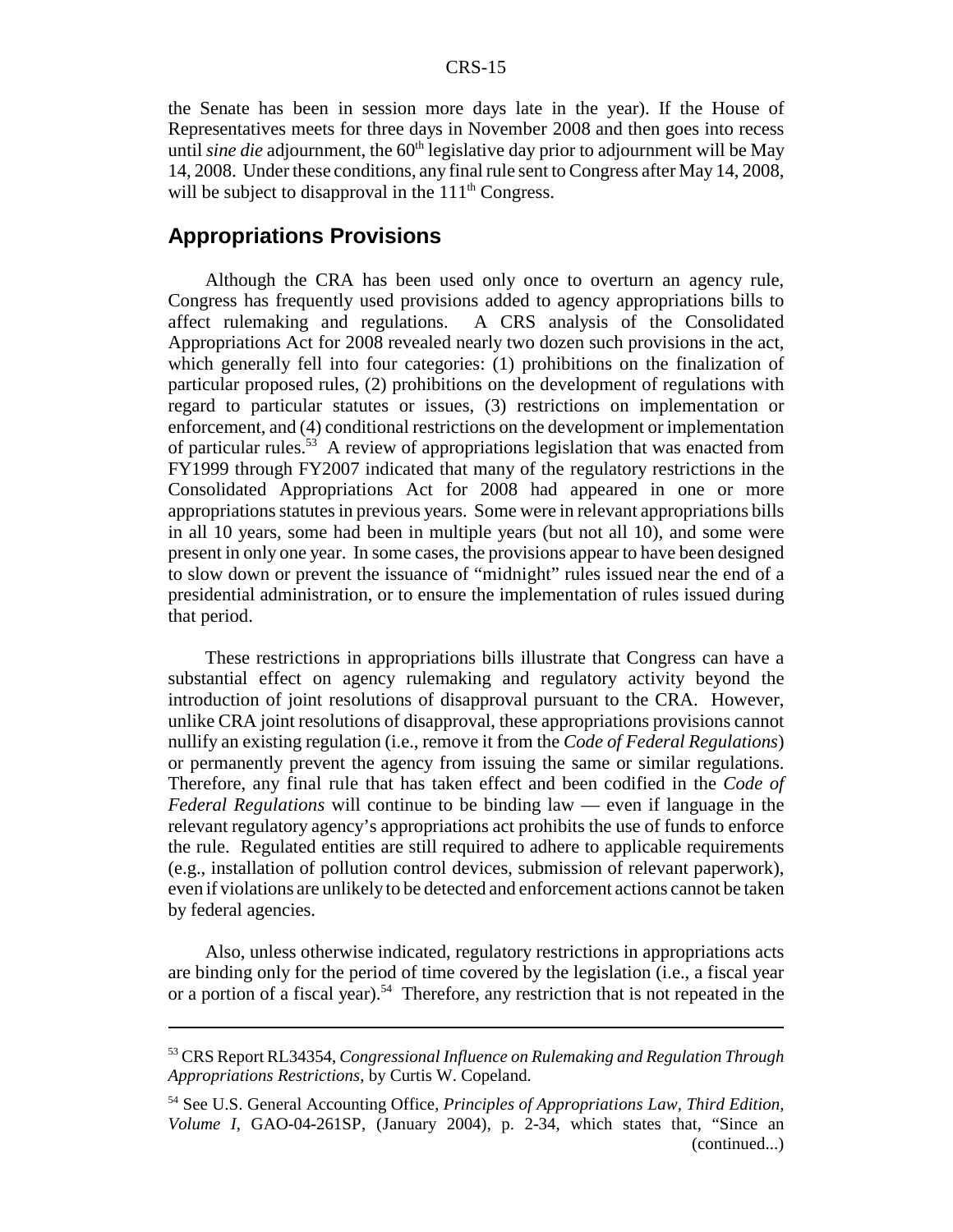the Senate has been in session more days late in the year). If the House of Representatives meets for three days in November 2008 and then goes into recess until *sine die* adjournment, the 60th legislative day prior to adjournment will be May 14, 2008. Under these conditions, any final rule sent to Congress after May 14, 2008, will be subject to disapproval in the 111th Congress.

## Appropriations Provisions

Although the CRA has been used only once to overturn an agency rule, Congress has frequently used provisions added to agency appropriations bills to affect rulemaking and regulations. A CRS analysis of the Consolidated Appropriations Act for 2008 revealed nearly two dozen such provisions in the act, which generally fell into four categories: (1) prohibitions on the finalization of particular proposed rules, (2) prohibitions on the development of regulations with regard to particular statutes or issues, (3) restrictions on implementation or enforcement, and (4) conditional restrictions on the development or implementation of particular rules.[53] A review of appropriations legislation that was enacted from FY1999 through FY2007 indicated that many of the regulatory restrictions in the Consolidated Appropriations Act for 2008 had appeared in one or more appropriations statutes in previous years. Some were in relevant appropriations bills in all 10 years, some had been in multiple years (but not all 10), and some were present in only one year. In some cases, the provisions appear to have been designed to slow down or prevent the issuance of "midnight" rules issued near the end of a presidential administration, or to ensure the implementation of rules issued during that period.

These restrictions in appropriations bills illustrate that Congress can have a substantial effect on agency rulemaking and regulatory activity beyond the introduction of joint resolutions of disapproval pursuant to the CRA. However, unlike CRA joint resolutions of disapproval, these appropriations provisions cannot nullify an existing regulation (i.e., remove it from the *Code of Federal Regulations*) or permanently prevent the agency from issuing the same or similar regulations. Therefore, any final rule that has taken effect and been codified in the *Code of Federal Regulations* will continue to be binding law — even if language in the relevant regulatory agency's appropriations act prohibits the use of funds to enforce the rule. Regulated entities are still required to adhere to applicable requirements (e.g., installation of pollution control devices, submission of relevant paperwork), even if violations are unlikely to be detected and enforcement actions cannot be taken by federal agencies.

Also, unless otherwise indicated, regulatory restrictions in appropriations acts are binding only for the period of time covered by the legislation (i.e., a fiscal year or a portion of a fiscal year).[54] Therefore, any restriction that is not repeated in the

---

[53] CRS Report RL34354, *Congressional Influence on Rulemaking and Regulation Through Appropriations Restrictions*, by Curtis W. Copeland.

[54] See U.S. General Accounting Office, *Principles of Appropriations Law, Third Edition, Volume I*, GAO-04-261SP, (January 2004), p. 2-34, which states that, "Since an (continued...)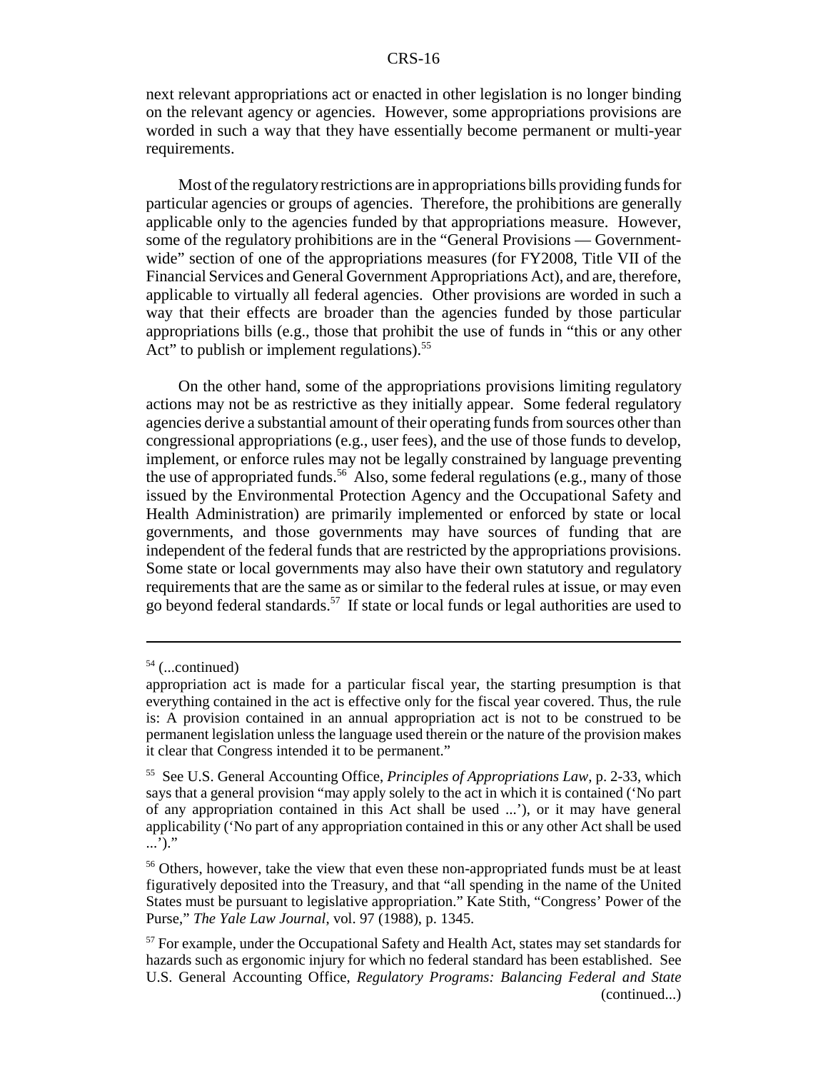next relevant appropriations act or enacted in other legislation is no longer binding on the relevant agency or agencies. However, some appropriations provisions are worded in such a way that they have essentially become permanent or multi-year requirements.

Most of the regulatory restrictions are in appropriations bills providing funds for particular agencies or groups of agencies. Therefore, the prohibitions are generally applicable only to the agencies funded by that appropriations measure. However, some of the regulatory prohibitions are in the "General Provisions — Government-wide" section of one of the appropriations measures (for FY2008, Title VII of the Financial Services and General Government Appropriations Act), and are, therefore, applicable to virtually all federal agencies. Other provisions are worded in such a way that their effects are broader than the agencies funded by those particular appropriations bills (e.g., those that prohibit the use of funds in "this or any other Act" to publish or implement regulations).[55]

On the other hand, some of the appropriations provisions limiting regulatory actions may not be as restrictive as they initially appear. Some federal regulatory agencies derive a substantial amount of their operating funds from sources other than congressional appropriations (e.g., user fees), and the use of those funds to develop, implement, or enforce rules may not be legally constrained by language preventing the use of appropriated funds.[56] Also, some federal regulations (e.g., many of those issued by the Environmental Protection Agency and the Occupational Safety and Health Administration) are primarily implemented or enforced by state or local governments, and those governments may have sources of funding that are independent of the federal funds that are restricted by the appropriations provisions. Some state or local governments may also have their own statutory and regulatory requirements that are the same as or similar to the federal rules at issue, or may even go beyond federal standards.[57] If state or local funds or legal authorities are used to

---

[54] (...continued)
appropriation act is made for a particular fiscal year, the starting presumption is that everything contained in the act is effective only for the fiscal year covered. Thus, the rule is: A provision contained in an annual appropriation act is not to be construed to be permanent legislation unless the language used therein or the nature of the provision makes it clear that Congress intended it to be permanent."

[55] See U.S. General Accounting Office, *Principles of Appropriations Law*, p. 2-33, which says that a general provision "may apply solely to the act in which it is contained ('No part of any appropriation contained in this Act shall be used ...'), or it may have general applicability ('No part of any appropriation contained in this or any other Act shall be used ...')."

[56] Others, however, take the view that even these non-appropriated funds must be at least figuratively deposited into the Treasury, and that "all spending in the name of the United States must be pursuant to legislative appropriation." Kate Stith, "Congress' Power of the Purse," *The Yale Law Journal*, vol. 97 (1988), p. 1345.

[57] For example, under the Occupational Safety and Health Act, states may set standards for hazards such as ergonomic injury for which no federal standard has been established. See U.S. General Accounting Office, *Regulatory Programs: Balancing Federal and State* (continued...)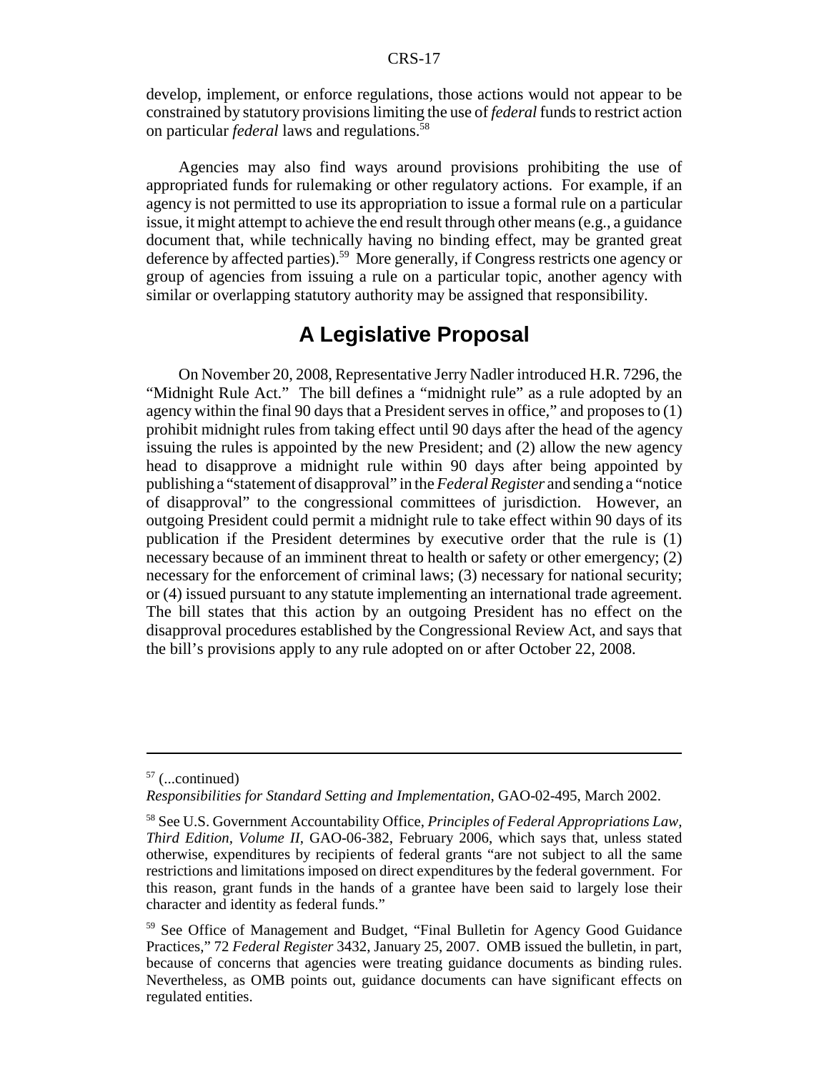develop, implement, or enforce regulations, those actions would not appear to be constrained by statutory provisions limiting the use of *federal* funds to restrict action on particular *federal* laws and regulations.[58]

Agencies may also find ways around provisions prohibiting the use of appropriated funds for rulemaking or other regulatory actions. For example, if an agency is not permitted to use its appropriation to issue a formal rule on a particular issue, it might attempt to achieve the end result through other means (e.g., a guidance document that, while technically having no binding effect, may be granted great deference by affected parties).[59] More generally, if Congress restricts one agency or group of agencies from issuing a rule on a particular topic, another agency with similar or overlapping statutory authority may be assigned that responsibility.

## A Legislative Proposal

On November 20, 2008, Representative Jerry Nadler introduced H.R. 7296, the "Midnight Rule Act." The bill defines a "midnight rule" as a rule adopted by an agency within the final 90 days that a President serves in office," and proposes to (1) prohibit midnight rules from taking effect until 90 days after the head of the agency issuing the rules is appointed by the new President; and (2) allow the new agency head to disapprove a midnight rule within 90 days after being appointed by publishing a "statement of disapproval" in the *Federal Register* and sending a "notice of disapproval" to the congressional committees of jurisdiction. However, an outgoing President could permit a midnight rule to take effect within 90 days of its publication if the President determines by executive order that the rule is (1) necessary because of an imminent threat to health or safety or other emergency; (2) necessary for the enforcement of criminal laws; (3) necessary for national security; or (4) issued pursuant to any statute implementing an international trade agreement. The bill states that this action by an outgoing President has no effect on the disapproval procedures established by the Congressional Review Act, and says that the bill's provisions apply to any rule adopted on or after October 22, 2008.

---

[57] (...continued)
*Responsibilities for Standard Setting and Implementation*, GAO-02-495, March 2002.

[58] See U.S. Government Accountability Office, *Principles of Federal Appropriations Law, Third Edition, Volume II*, GAO-06-382, February 2006, which says that, unless stated otherwise, expenditures by recipients of federal grants "are not subject to all the same restrictions and limitations imposed on direct expenditures by the federal government. For this reason, grant funds in the hands of a grantee have been said to largely lose their character and identity as federal funds."

[59] See Office of Management and Budget, "Final Bulletin for Agency Good Guidance Practices," 72 *Federal Register* 3432, January 25, 2007. OMB issued the bulletin, in part, because of concerns that agencies were treating guidance documents as binding rules. Nevertheless, as OMB points out, guidance documents can have significant effects on regulated entities.